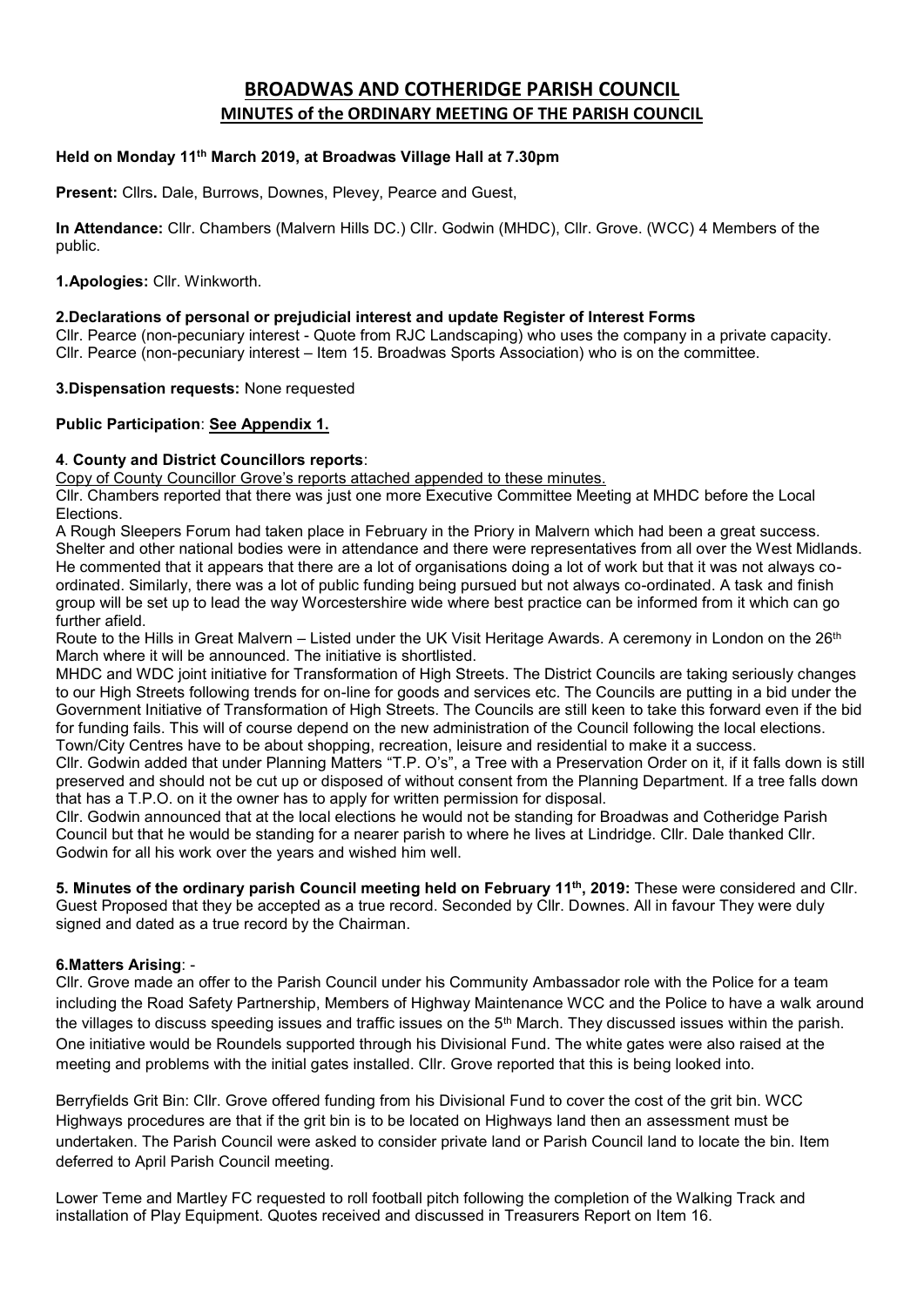# BROADWAS AND COTHERIDGE PARISH COUNCIL

## MINUTES of the ORDINARY MEETING OF THE PARISH COUNCIL

**Held on Monday 11th March 2019, at Broadwas Village Hall at 7.30pm**

**Present:** Cllrs**.** Dale, Burrows, Downes, Plevey, Pearce and Guest,

**In Attendance:** Cllr. Chambers (Malvern Hills DC.) Cllr. Godwin (MHDC), Cllr. Grove. (WCC) 4 Members of the public.

**1.Apologies:** Cllr. Winkworth.

**2.Declarations of personal or prejudicial interest and update Register of Interest Forms**

Cllr. Pearce (non-pecuniary interest - Quote from RJC Landscaping) who uses the company in a private capacity.
Cllr. Pearce (non-pecuniary interest – Item 15. Broadwas Sports Association) who is on the committee.

**3.Dispensation requests:** None requested

**Public Participation**: **See Appendix 1.**

**4**. **County and District Councillors reports**:

Copy of County Councillor Grove's reports attached appended to these minutes.

Cllr. Chambers reported that there was just one more Executive Committee Meeting at MHDC before the Local Elections.

A Rough Sleepers Forum had taken place in February in the Priory in Malvern which had been a great success. Shelter and other national bodies were in attendance and there were representatives from all over the West Midlands. He commented that it appears that there are a lot of organisations doing a lot of work but that it was not always co-ordinated. Similarly, there was a lot of public funding being pursued but not always co-ordinated. A task and finish group will be set up to lead the way Worcestershire wide where best practice can be informed from it which can go further afield.

Route to the Hills in Great Malvern – Listed under the UK Visit Heritage Awards. A ceremony in London on the 26th March where it will be announced. The initiative is shortlisted.

MHDC and WDC joint initiative for Transformation of High Streets. The District Councils are taking seriously changes to our High Streets following trends for on-line for goods and services etc. The Councils are putting in a bid under the Government Initiative of Transformation of High Streets. The Councils are still keen to take this forward even if the bid for funding fails. This will of course depend on the new administration of the Council following the local elections. Town/City Centres have to be about shopping, recreation, leisure and residential to make it a success.

Cllr. Godwin added that under Planning Matters "T.P. O's", a Tree with a Preservation Order on it, if it falls down is still preserved and should not be cut up or disposed of without consent from the Planning Department. If a tree falls down that has a T.P.O. on it the owner has to apply for written permission for disposal.

Cllr. Godwin announced that at the local elections he would not be standing for Broadwas and Cotheridge Parish Council but that he would be standing for a nearer parish to where he lives at Lindridge. Cllr. Dale thanked Cllr. Godwin for all his work over the years and wished him well.

**5. Minutes of the ordinary parish Council meeting held on February 11th, 2019:** These were considered and Cllr. Guest Proposed that they be accepted as a true record. Seconded by Cllr. Downes. All in favour They were duly signed and dated as a true record by the Chairman.

**6.Matters Arising**: -

Cllr. Grove made an offer to the Parish Council under his Community Ambassador role with the Police for a team including the Road Safety Partnership, Members of Highway Maintenance WCC and the Police to have a walk around the villages to discuss speeding issues and traffic issues on the 5th March. They discussed issues within the parish. One initiative would be Roundels supported through his Divisional Fund. The white gates were also raised at the meeting and problems with the initial gates installed. Cllr. Grove reported that this is being looked into.

Berryfields Grit Bin: Cllr. Grove offered funding from his Divisional Fund to cover the cost of the grit bin. WCC Highways procedures are that if the grit bin is to be located on Highways land then an assessment must be undertaken. The Parish Council were asked to consider private land or Parish Council land to locate the bin. Item deferred to April Parish Council meeting.

Lower Teme and Martley FC requested to roll football pitch following the completion of the Walking Track and installation of Play Equipment. Quotes received and discussed in Treasurers Report on Item 16.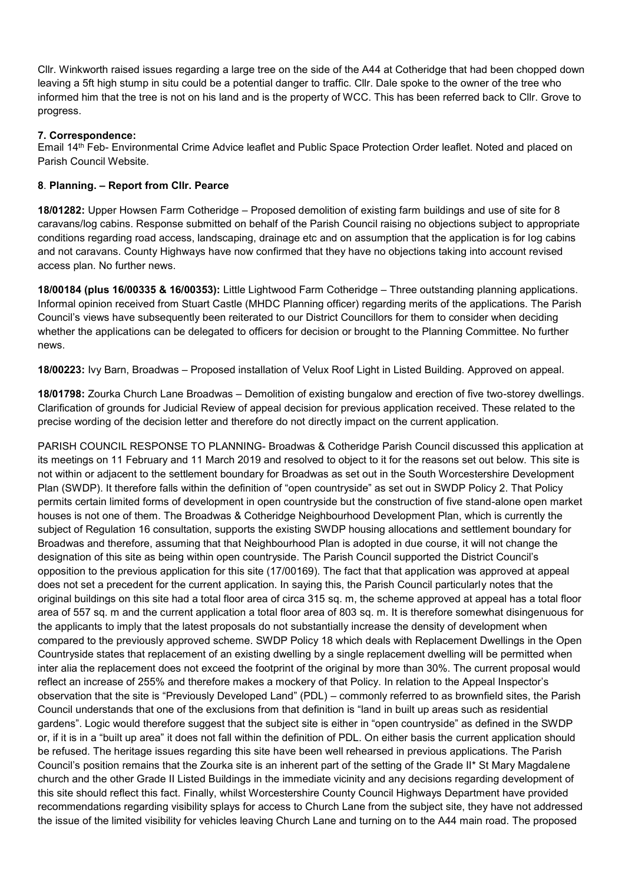Cllr. Winkworth raised issues regarding a large tree on the side of the A44 at Cotheridge that had been chopped down leaving a 5ft high stump in situ could be a potential danger to traffic. Cllr. Dale spoke to the owner of the tree who informed him that the tree is not on his land and is the property of WCC. This has been referred back to Cllr. Grove to progress.

**7. Correspondence:**

Email 14th Feb- Environmental Crime Advice leaflet and Public Space Protection Order leaflet. Noted and placed on Parish Council Website.

**8**. **Planning. – Report from Cllr. Pearce**

**18/01282:** Upper Howsen Farm Cotheridge – Proposed demolition of existing farm buildings and use of site for 8 caravans/log cabins. Response submitted on behalf of the Parish Council raising no objections subject to appropriate conditions regarding road access, landscaping, drainage etc and on assumption that the application is for log cabins and not caravans. County Highways have now confirmed that they have no objections taking into account revised access plan. No further news.

**18/00184 (plus 16/00335 & 16/00353):** Little Lightwood Farm Cotheridge – Three outstanding planning applications. Informal opinion received from Stuart Castle (MHDC Planning officer) regarding merits of the applications. The Parish Council's views have subsequently been reiterated to our District Councillors for them to consider when deciding whether the applications can be delegated to officers for decision or brought to the Planning Committee. No further news.

**18/00223:** Ivy Barn, Broadwas – Proposed installation of Velux Roof Light in Listed Building. Approved on appeal.

**18/01798:** Zourka Church Lane Broadwas – Demolition of existing bungalow and erection of five two-storey dwellings. Clarification of grounds for Judicial Review of appeal decision for previous application received. These related to the precise wording of the decision letter and therefore do not directly impact on the current application.

PARISH COUNCIL RESPONSE TO PLANNING- Broadwas & Cotheridge Parish Council discussed this application at its meetings on 11 February and 11 March 2019 and resolved to object to it for the reasons set out below. This site is not within or adjacent to the settlement boundary for Broadwas as set out in the South Worcestershire Development Plan (SWDP). It therefore falls within the definition of "open countryside" as set out in SWDP Policy 2. That Policy permits certain limited forms of development in open countryside but the construction of five stand-alone open market houses is not one of them. The Broadwas & Cotheridge Neighbourhood Development Plan, which is currently the subject of Regulation 16 consultation, supports the existing SWDP housing allocations and settlement boundary for Broadwas and therefore, assuming that that Neighbourhood Plan is adopted in due course, it will not change the designation of this site as being within open countryside. The Parish Council supported the District Council's opposition to the previous application for this site (17/00169). The fact that that application was approved at appeal does not set a precedent for the current application. In saying this, the Parish Council particularly notes that the original buildings on this site had a total floor area of circa 315 sq. m, the scheme approved at appeal has a total floor area of 557 sq. m and the current application a total floor area of 803 sq. m. It is therefore somewhat disingenuous for the applicants to imply that the latest proposals do not substantially increase the density of development when compared to the previously approved scheme. SWDP Policy 18 which deals with Replacement Dwellings in the Open Countryside states that replacement of an existing dwelling by a single replacement dwelling will be permitted when inter alia the replacement does not exceed the footprint of the original by more than 30%. The current proposal would reflect an increase of 255% and therefore makes a mockery of that Policy. In relation to the Appeal Inspector's observation that the site is "Previously Developed Land" (PDL) – commonly referred to as brownfield sites, the Parish Council understands that one of the exclusions from that definition is "land in built up areas such as residential gardens". Logic would therefore suggest that the subject site is either in "open countryside" as defined in the SWDP or, if it is in a "built up area" it does not fall within the definition of PDL. On either basis the current application should be refused. The heritage issues regarding this site have been well rehearsed in previous applications. The Parish Council's position remains that the Zourka site is an inherent part of the setting of the Grade II* St Mary Magdalene church and the other Grade II Listed Buildings in the immediate vicinity and any decisions regarding development of this site should reflect this fact. Finally, whilst Worcestershire County Council Highways Department have provided recommendations regarding visibility splays for access to Church Lane from the subject site, they have not addressed the issue of the limited visibility for vehicles leaving Church Lane and turning on to the A44 main road. The proposed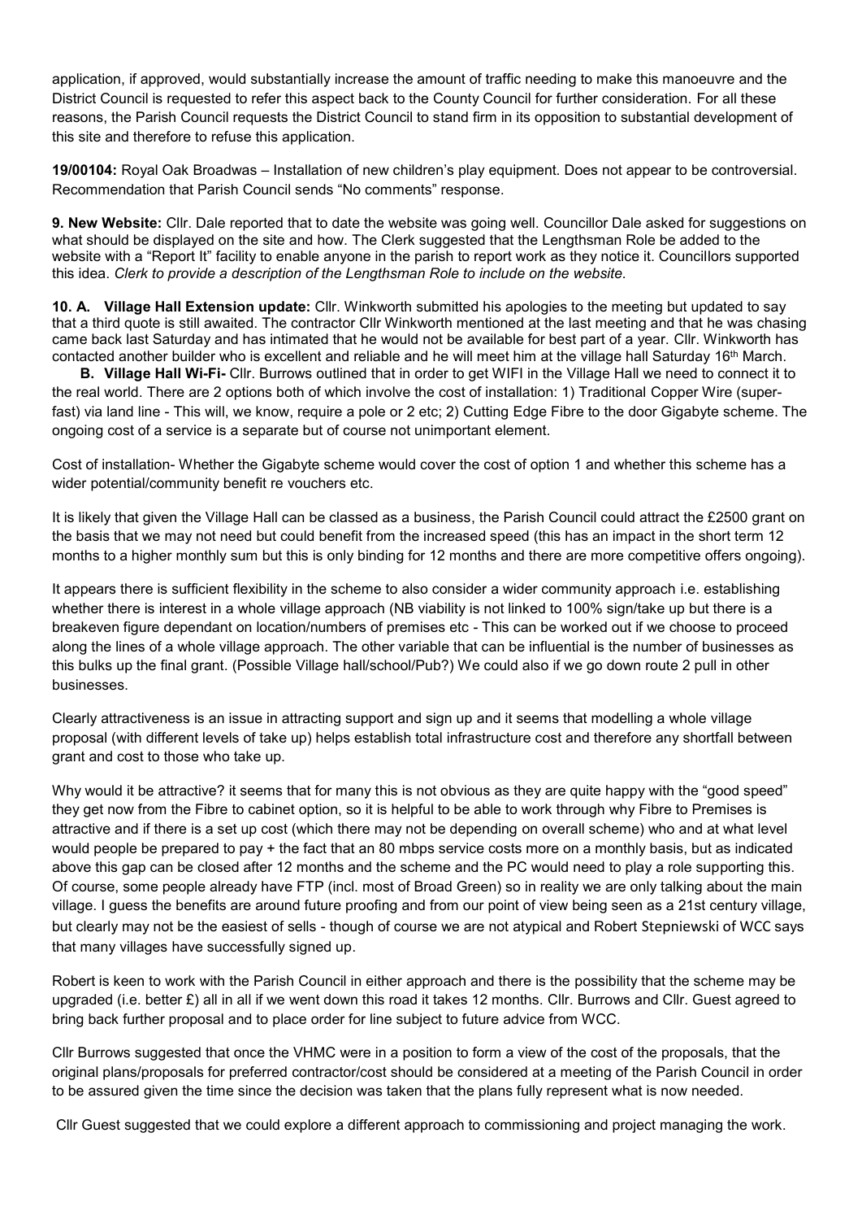application, if approved, would substantially increase the amount of traffic needing to make this manoeuvre and the District Council is requested to refer this aspect back to the County Council for further consideration. For all these reasons, the Parish Council requests the District Council to stand firm in its opposition to substantial development of this site and therefore to refuse this application.

**19/00104:** Royal Oak Broadwas – Installation of new children's play equipment. Does not appear to be controversial. Recommendation that Parish Council sends "No comments" response.

**9. New Website:** Cllr. Dale reported that to date the website was going well. Councillor Dale asked for suggestions on what should be displayed on the site and how. The Clerk suggested that the Lengthsman Role be added to the website with a "Report It" facility to enable anyone in the parish to report work as they notice it. Councillors supported this idea. *Clerk to provide a description of the Lengthsman Role to include on the website.*

**10. A. Village Hall Extension update:** Cllr. Winkworth submitted his apologies to the meeting but updated to say that a third quote is still awaited. The contractor Cllr Winkworth mentioned at the last meeting and that he was chasing came back last Saturday and has intimated that he would not be available for best part of a year. Cllr. Winkworth has contacted another builder who is excellent and reliable and he will meet him at the village hall Saturday 16th March.

**B. Village Hall Wi-Fi-** Cllr. Burrows outlined that in order to get WIFI in the Village Hall we need to connect it to the real world. There are 2 options both of which involve the cost of installation: 1) Traditional Copper Wire (super-fast) via land line - This will, we know, require a pole or 2 etc; 2) Cutting Edge Fibre to the door Gigabyte scheme. The ongoing cost of a service is a separate but of course not unimportant element.

Cost of installation- Whether the Gigabyte scheme would cover the cost of option 1 and whether this scheme has a wider potential/community benefit re vouchers etc.

It is likely that given the Village Hall can be classed as a business, the Parish Council could attract the £2500 grant on the basis that we may not need but could benefit from the increased speed (this has an impact in the short term 12 months to a higher monthly sum but this is only binding for 12 months and there are more competitive offers ongoing).

It appears there is sufficient flexibility in the scheme to also consider a wider community approach i.e. establishing whether there is interest in a whole village approach (NB viability is not linked to 100% sign/take up but there is a breakeven figure dependant on location/numbers of premises etc - This can be worked out if we choose to proceed along the lines of a whole village approach. The other variable that can be influential is the number of businesses as this bulks up the final grant. (Possible Village hall/school/Pub?) We could also if we go down route 2 pull in other businesses.

Clearly attractiveness is an issue in attracting support and sign up and it seems that modelling a whole village proposal (with different levels of take up) helps establish total infrastructure cost and therefore any shortfall between grant and cost to those who take up.

Why would it be attractive? it seems that for many this is not obvious as they are quite happy with the "good speed" they get now from the Fibre to cabinet option, so it is helpful to be able to work through why Fibre to Premises is attractive and if there is a set up cost (which there may not be depending on overall scheme) who and at what level would people be prepared to pay + the fact that an 80 mbps service costs more on a monthly basis, but as indicated above this gap can be closed after 12 months and the scheme and the PC would need to play a role supporting this. Of course, some people already have FTP (incl. most of Broad Green) so in reality we are only talking about the main village. I guess the benefits are around future proofing and from our point of view being seen as a 21st century village, but clearly may not be the easiest of sells - though of course we are not atypical and Robert Stepniewski of WCC says that many villages have successfully signed up.

Robert is keen to work with the Parish Council in either approach and there is the possibility that the scheme may be upgraded (i.e. better £) all in all if we went down this road it takes 12 months. Cllr. Burrows and Cllr. Guest agreed to bring back further proposal and to place order for line subject to future advice from WCC.

Cllr Burrows suggested that once the VHMC were in a position to form a view of the cost of the proposals, that the original plans/proposals for preferred contractor/cost should be considered at a meeting of the Parish Council in order to be assured given the time since the decision was taken that the plans fully represent what is now needed.

Cllr Guest suggested that we could explore a different approach to commissioning and project managing the work.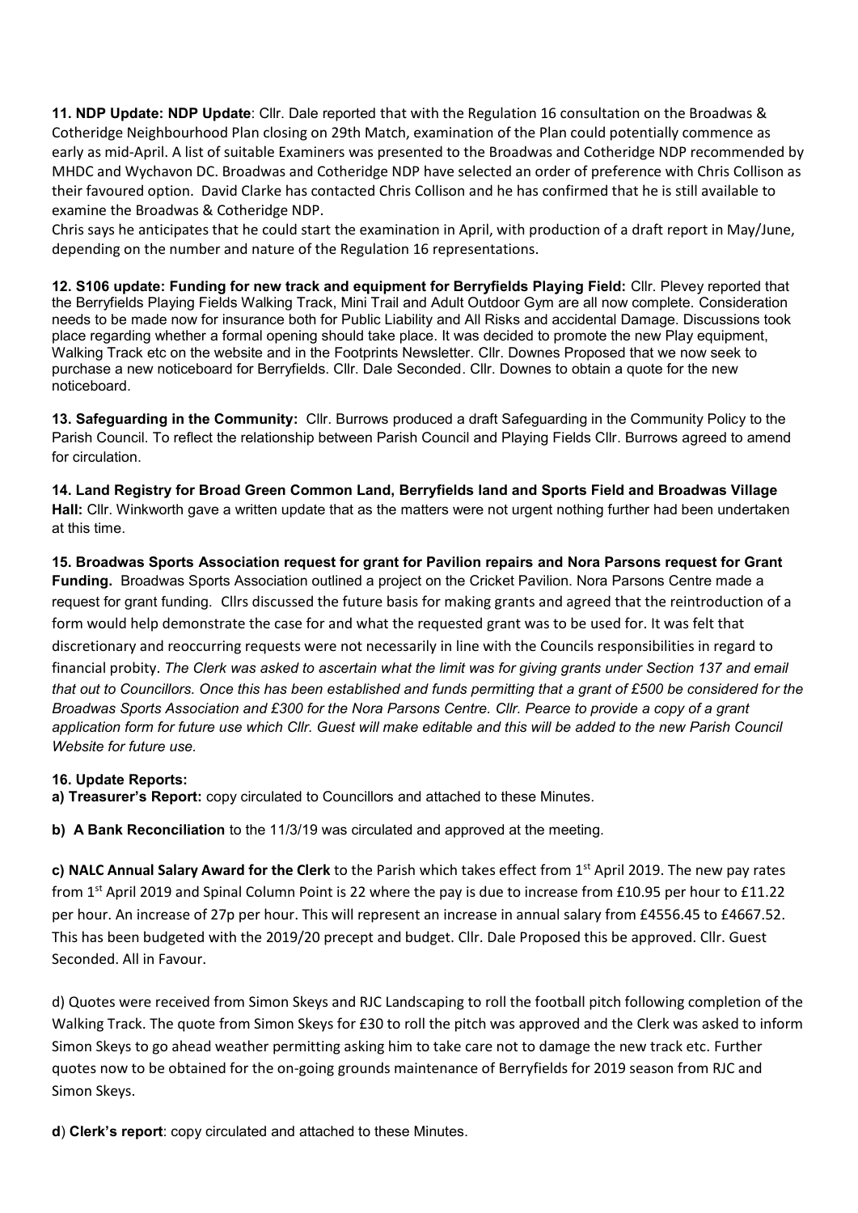**11. NDP Update: NDP Update**: Cllr. Dale reported that with the Regulation 16 consultation on the Broadwas & Cotheridge Neighbourhood Plan closing on 29th Match, examination of the Plan could potentially commence as early as mid-April. A list of suitable Examiners was presented to the Broadwas and Cotheridge NDP recommended by MHDC and Wychavon DC. Broadwas and Cotheridge NDP have selected an order of preference with Chris Collison as their favoured option. David Clarke has contacted Chris Collison and he has confirmed that he is still available to examine the Broadwas & Cotheridge NDP.

Chris says he anticipates that he could start the examination in April, with production of a draft report in May/June, depending on the number and nature of the Regulation 16 representations.

**12. S106 update: Funding for new track and equipment for Berryfields Playing Field:** Cllr. Plevey reported that the Berryfields Playing Fields Walking Track, Mini Trail and Adult Outdoor Gym are all now complete. Consideration needs to be made now for insurance both for Public Liability and All Risks and accidental Damage. Discussions took place regarding whether a formal opening should take place. It was decided to promote the new Play equipment, Walking Track etc on the website and in the Footprints Newsletter. Cllr. Downes Proposed that we now seek to purchase a new noticeboard for Berryfields. Cllr. Dale Seconded. Cllr. Downes to obtain a quote for the new noticeboard.

**13. Safeguarding in the Community:** Cllr. Burrows produced a draft Safeguarding in the Community Policy to the Parish Council. To reflect the relationship between Parish Council and Playing Fields Cllr. Burrows agreed to amend for circulation.

**14. Land Registry for Broad Green Common Land, Berryfields land and Sports Field and Broadwas Village Hall:** Cllr. Winkworth gave a written update that as the matters were not urgent nothing further had been undertaken at this time.

**15. Broadwas Sports Association request for grant for Pavilion repairs and Nora Parsons request for Grant Funding.** Broadwas Sports Association outlined a project on the Cricket Pavilion. Nora Parsons Centre made a request for grant funding. Cllrs discussed the future basis for making grants and agreed that the reintroduction of a form would help demonstrate the case for and what the requested grant was to be used for. It was felt that discretionary and reoccurring requests were not necessarily in line with the Councils responsibilities in regard to financial probity. *The Clerk was asked to ascertain what the limit was for giving grants under Section 137 and email that out to Councillors. Once this has been established and funds permitting that a grant of £500 be considered for the Broadwas Sports Association and £300 for the Nora Parsons Centre. Cllr. Pearce to provide a copy of a grant application form for future use which Cllr. Guest will make editable and this will be added to the new Parish Council Website for future use.*

**16. Update Reports:**

**a) Treasurer's Report:** copy circulated to Councillors and attached to these Minutes.

**b) A Bank Reconciliation** to the 11/3/19 was circulated and approved at the meeting.

**c) NALC Annual Salary Award for the Clerk** to the Parish which takes effect from 1st April 2019. The new pay rates from 1st April 2019 and Spinal Column Point is 22 where the pay is due to increase from £10.95 per hour to £11.22 per hour. An increase of 27p per hour. This will represent an increase in annual salary from £4556.45 to £4667.52. This has been budgeted with the 2019/20 precept and budget. Cllr. Dale Proposed this be approved. Cllr. Guest Seconded. All in Favour.

d) Quotes were received from Simon Skeys and RJC Landscaping to roll the football pitch following completion of the Walking Track. The quote from Simon Skeys for £30 to roll the pitch was approved and the Clerk was asked to inform Simon Skeys to go ahead weather permitting asking him to take care not to damage the new track etc. Further quotes now to be obtained for the on-going grounds maintenance of Berryfields for 2019 season from RJC and Simon Skeys.

**d**) **Clerk's report**: copy circulated and attached to these Minutes.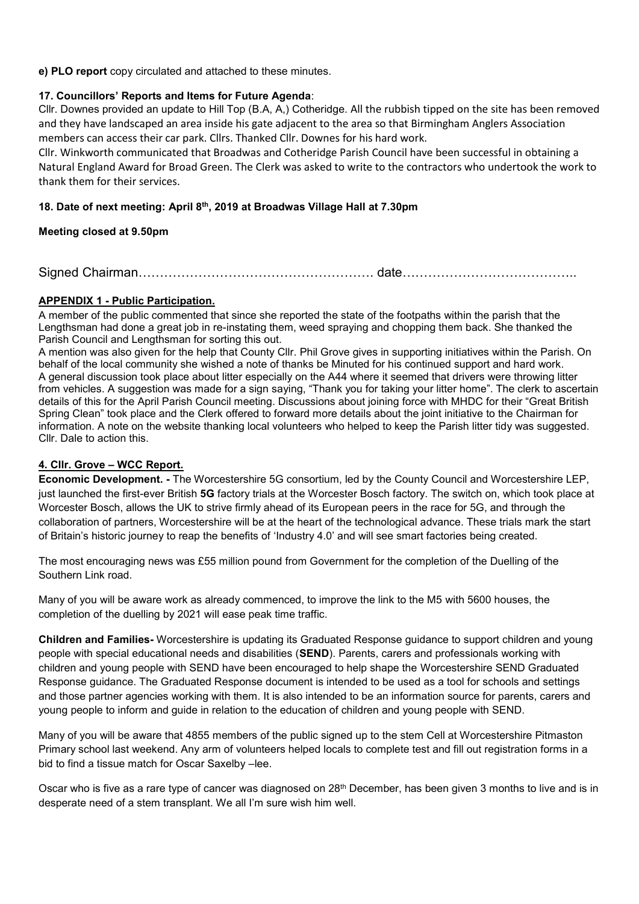**e) PLO report** copy circulated and attached to these minutes.

**17. Councillors' Reports and Items for Future Agenda**:

Cllr. Downes provided an update to Hill Top (B.A, A,) Cotheridge. All the rubbish tipped on the site has been removed and they have landscaped an area inside his gate adjacent to the area so that Birmingham Anglers Association members can access their car park. Cllrs. Thanked Cllr. Downes for his hard work.

Cllr. Winkworth communicated that Broadwas and Cotheridge Parish Council have been successful in obtaining a Natural England Award for Broad Green. The Clerk was asked to write to the contractors who undertook the work to thank them for their services.

**18. Date of next meeting: April 8th, 2019 at Broadwas Village Hall at 7.30pm**

**Meeting closed at 9.50pm**

Signed Chairman……………………………………………… date…………………………………..

**APPENDIX 1 - Public Participation.**

A member of the public commented that since she reported the state of the footpaths within the parish that the Lengthsman had done a great job in re-instating them, weed spraying and chopping them back. She thanked the Parish Council and Lengthsman for sorting this out.

A mention was also given for the help that County Cllr. Phil Grove gives in supporting initiatives within the Parish. On behalf of the local community she wished a note of thanks be Minuted for his continued support and hard work.

A general discussion took place about litter especially on the A44 where it seemed that drivers were throwing litter from vehicles. A suggestion was made for a sign saying, "Thank you for taking your litter home". The clerk to ascertain details of this for the April Parish Council meeting. Discussions about joining force with MHDC for their "Great British Spring Clean" took place and the Clerk offered to forward more details about the joint initiative to the Chairman for information. A note on the website thanking local volunteers who helped to keep the Parish litter tidy was suggested. Cllr. Dale to action this.

**4. Cllr. Grove – WCC Report.**

**Economic Development. -** The Worcestershire 5G consortium, led by the County Council and Worcestershire LEP, just launched the first-ever British **5G** factory trials at the Worcester Bosch factory. The switch on, which took place at Worcester Bosch, allows the UK to strive firmly ahead of its European peers in the race for 5G, and through the collaboration of partners, Worcestershire will be at the heart of the technological advance. These trials mark the start of Britain's historic journey to reap the benefits of 'Industry 4.0' and will see smart factories being created.

The most encouraging news was £55 million pound from Government for the completion of the Duelling of the Southern Link road.

Many of you will be aware work as already commenced, to improve the link to the M5 with 5600 houses, the completion of the duelling by 2021 will ease peak time traffic.

**Children and Families-** Worcestershire is updating its Graduated Response guidance to support children and young people with special educational needs and disabilities (**SEND**). Parents, carers and professionals working with children and young people with SEND have been encouraged to help shape the Worcestershire SEND Graduated Response guidance. The Graduated Response document is intended to be used as a tool for schools and settings and those partner agencies working with them. It is also intended to be an information source for parents, carers and young people to inform and guide in relation to the education of children and young people with SEND.

Many of you will be aware that 4855 members of the public signed up to the stem Cell at Worcestershire Pitmaston Primary school last weekend. Any arm of volunteers helped locals to complete test and fill out registration forms in a bid to find a tissue match for Oscar Saxelby –lee.

Oscar who is five as a rare type of cancer was diagnosed on 28th December, has been given 3 months to live and is in desperate need of a stem transplant. We all I'm sure wish him well.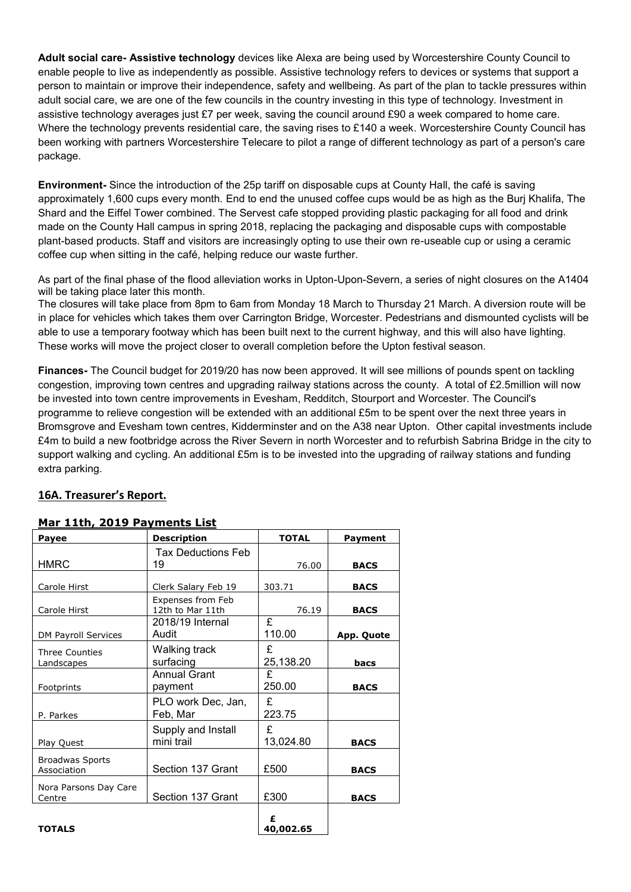**Adult social care- Assistive technology** devices like Alexa are being used by Worcestershire County Council to enable people to live as independently as possible. Assistive technology refers to devices or systems that support a person to maintain or improve their independence, safety and wellbeing. As part of the plan to tackle pressures within adult social care, we are one of the few councils in the country investing in this type of technology. Investment in assistive technology averages just £7 per week, saving the council around £90 a week compared to home care. Where the technology prevents residential care, the saving rises to £140 a week. Worcestershire County Council has been working with partners Worcestershire Telecare to pilot a range of different technology as part of a person's care package.

**Environment-** Since the introduction of the 25p tariff on disposable cups at County Hall, the café is saving approximately 1,600 cups every month. End to end the unused coffee cups would be as high as the Burj Khalifa, The Shard and the Eiffel Tower combined. The Servest cafe stopped providing plastic packaging for all food and drink made on the County Hall campus in spring 2018, replacing the packaging and disposable cups with compostable plant-based products. Staff and visitors are increasingly opting to use their own re-useable cup or using a ceramic coffee cup when sitting in the café, helping reduce our waste further.

As part of the final phase of the flood alleviation works in Upton-Upon-Severn, a series of night closures on the A1404 will be taking place later this month.
The closures will take place from 8pm to 6am from Monday 18 March to Thursday 21 March. A diversion route will be in place for vehicles which takes them over Carrington Bridge, Worcester. Pedestrians and dismounted cyclists will be able to use a temporary footway which has been built next to the current highway, and this will also have lighting. These works will move the project closer to overall completion before the Upton festival season.

**Finances-** The Council budget for 2019/20 has now been approved. It will see millions of pounds spent on tackling congestion, improving town centres and upgrading railway stations across the county. A total of £2.5million will now be invested into town centre improvements in Evesham, Redditch, Stourport and Worcester. The Council's programme to relieve congestion will be extended with an additional £5m to be spent over the next three years in Bromsgrove and Evesham town centres, Kidderminster and on the A38 near Upton. Other capital investments include £4m to build a new footbridge across the River Severn in north Worcester and to refurbish Sabrina Bridge in the city to support walking and cycling. An additional £5m is to be invested into the upgrading of railway stations and funding extra parking.

## 16A. Treasurer's Report.

**Mar 11th, 2019 Payments List**

| Payee | Description | TOTAL | Payment |
|---|---|---|---|
| HMRC | Tax Deductions Feb 19 | 76.00 | **BACS** |
| Carole Hirst | Clerk Salary Feb 19 | 303.71 | **BACS** |
| Carole Hirst | Expenses from Feb 12th to Mar 11th | 76.19 | **BACS** |
| DM Payroll Services | 2018/19 Internal Audit | £ 110.00 | **App. Quote** |
| Three Counties Landscapes | Walking track surfacing | £ 25,138.20 | **bacs** |
| Footprints | Annual Grant payment | £ 250.00 | **BACS** |
| P. Parkes | PLO work Dec, Jan, Feb, Mar | £ 223.75 | |
| Play Quest | Supply and Install mini trail | £ 13,024.80 | **BACS** |
| Broadwas Sports Association | Section 137 Grant | £500 | **BACS** |
| Nora Parsons Day Care Centre | Section 137 Grant | £300 | **BACS** |
| **TOTALS** | | **£ 40,002.65** | |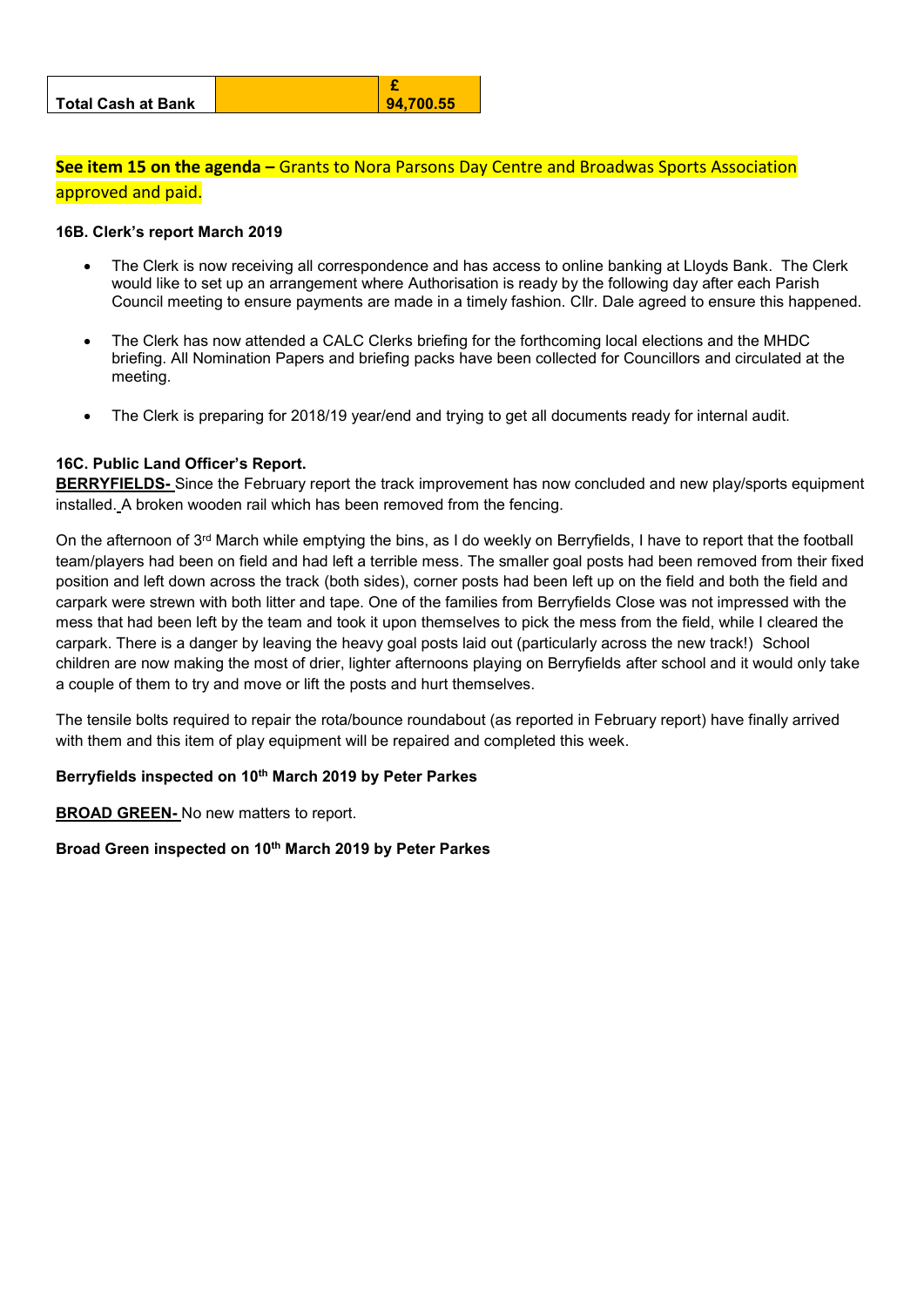| | | |
|---|---|---|
| **Total Cash at Bank** | | **£ 94,700.55** |

**See item 15 on the agenda –** Grants to Nora Parsons Day Centre and Broadwas Sports Association approved and paid.

**16B. Clerk's report March 2019**

- The Clerk is now receiving all correspondence and has access to online banking at Lloyds Bank. The Clerk would like to set up an arrangement where Authorisation is ready by the following day after each Parish Council meeting to ensure payments are made in a timely fashion. Cllr. Dale agreed to ensure this happened.
- The Clerk has now attended a CALC Clerks briefing for the forthcoming local elections and the MHDC briefing. All Nomination Papers and briefing packs have been collected for Councillors and circulated at the meeting.
- The Clerk is preparing for 2018/19 year/end and trying to get all documents ready for internal audit.

**16C. Public Land Officer's Report.**

**BERRYFIELDS-** Since the February report the track improvement has now concluded and new play/sports equipment installed. A broken wooden rail which has been removed from the fencing.

On the afternoon of 3rd March while emptying the bins, as I do weekly on Berryfields, I have to report that the football team/players had been on field and had left a terrible mess. The smaller goal posts had been removed from their fixed position and left down across the track (both sides), corner posts had been left up on the field and both the field and carpark were strewn with both litter and tape. One of the families from Berryfields Close was not impressed with the mess that had been left by the team and took it upon themselves to pick the mess from the field, while I cleared the carpark. There is a danger by leaving the heavy goal posts laid out (particularly across the new track!) School children are now making the most of drier, lighter afternoons playing on Berryfields after school and it would only take a couple of them to try and move or lift the posts and hurt themselves.

The tensile bolts required to repair the rota/bounce roundabout (as reported in February report) have finally arrived with them and this item of play equipment will be repaired and completed this week.

**Berryfields inspected on 10th March 2019 by Peter Parkes**

**BROAD GREEN-** No new matters to report.

**Broad Green inspected on 10th March 2019 by Peter Parkes**